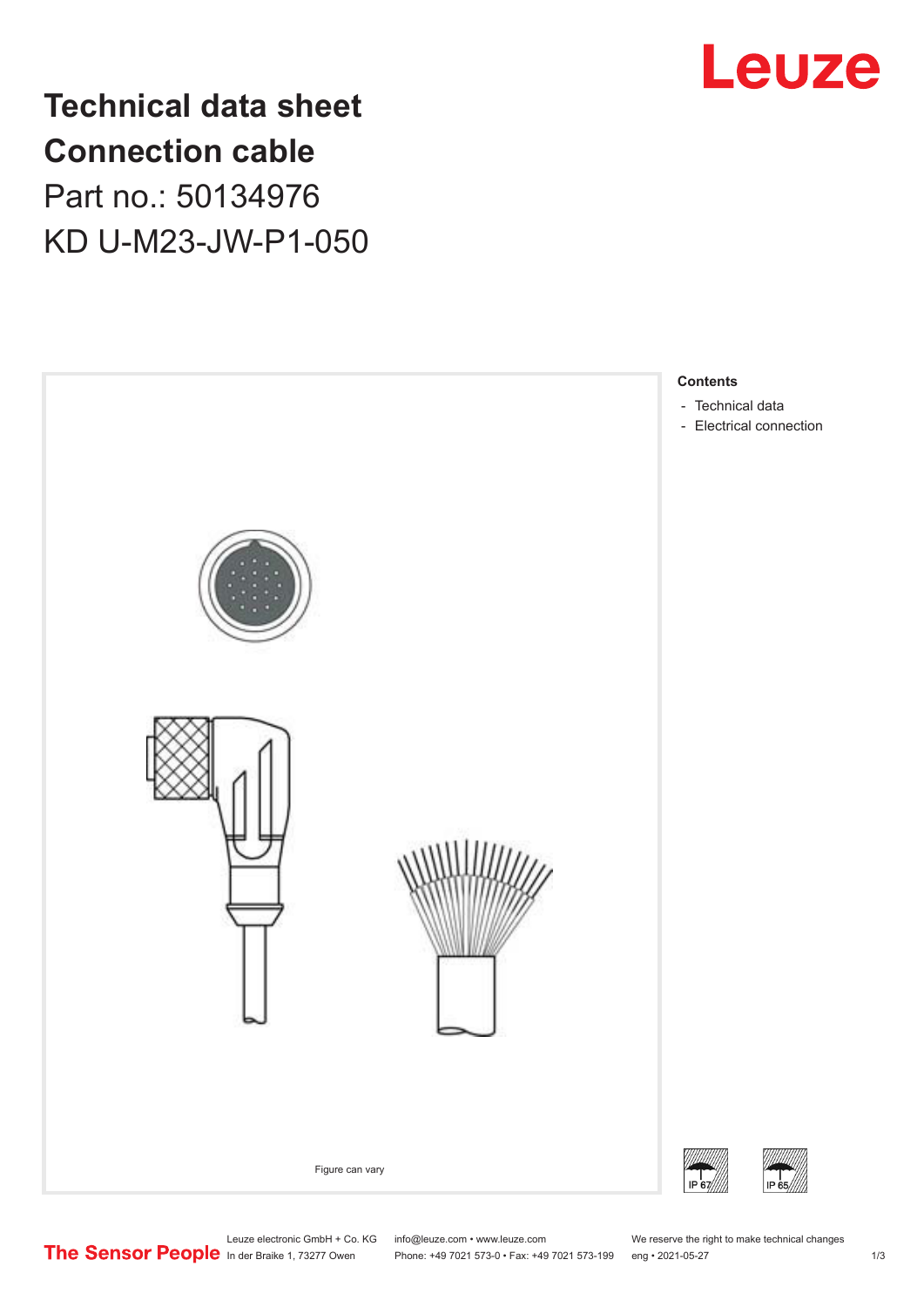# Technical data sheet
# Connection cable
## Part no.: 50134976
## KD U-M23-JW-P1-050

Leuze

Figure can vary

**Contents**

- Technical data
- Electrical connection

IP 67 IP 65

Leuze electronic GmbH + Co. KG
In der Braike 1, 73277 Owen

info@leuze.com • www.leuze.com
Phone: +49 7021 573-0 • Fax: +49 7021 573-199

We reserve the right to make technical changes
eng • 2021-05-27

The Sensor People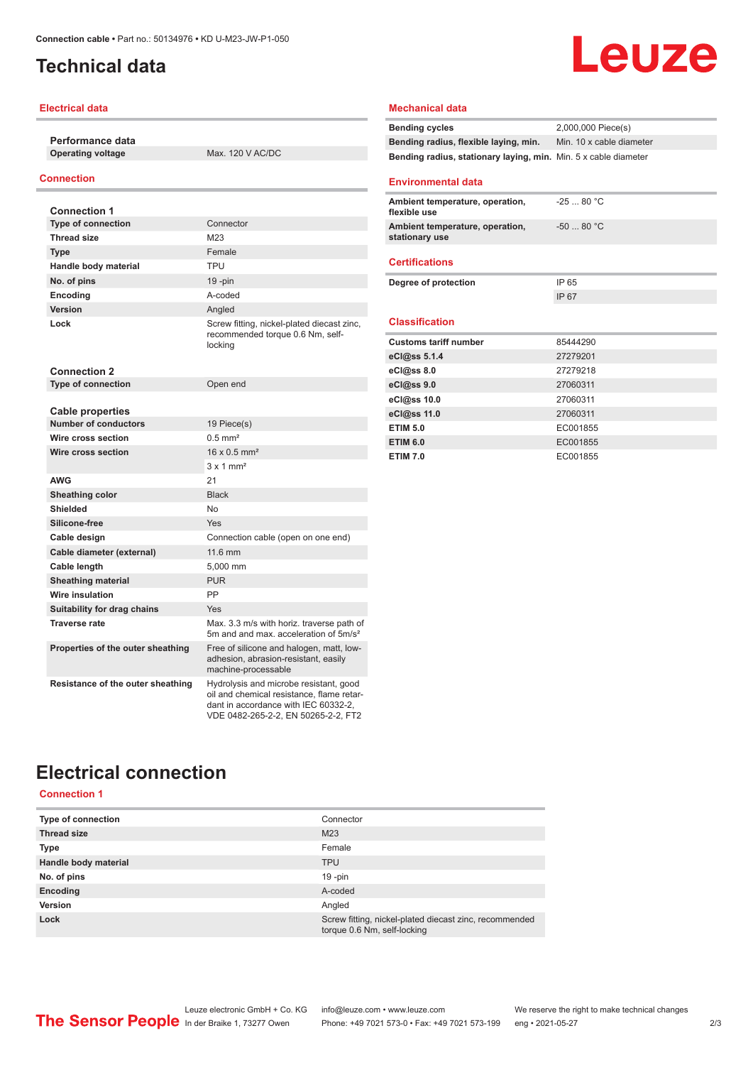# Technical data

## Electrical data

| Performance data | |
|---|---|
| **Operating voltage** | Max. 120 V AC/DC |

## Connection

| Connection 1 | |
|---|---|
| **Type of connection** | Connector |
| **Thread size** | M23 |
| **Type** | Female |
| **Handle body material** | TPU |
| **No. of pins** | 19 -pin |
| **Encoding** | A-coded |
| **Version** | Angled |
| **Lock** | Screw fitting, nickel-plated diecast zinc, recommended torque 0.6 Nm, self-locking |

| Connection 2 | |
|---|---|
| **Type of connection** | Open end |

| Cable properties | |
|---|---|
| **Number of conductors** | 19 Piece(s) |
| **Wire cross section** | 0.5 mm² |
| **Wire cross section** | 16 x 0.5 mm² |
| | 3 x 1 mm² |
| **AWG** | 21 |
| **Sheathing color** | Black |
| **Shielded** | No |
| **Silicone-free** | Yes |
| **Cable design** | Connection cable (open on one end) |
| **Cable diameter (external)** | 11.6 mm |
| **Cable length** | 5,000 mm |
| **Sheathing material** | PUR |
| **Wire insulation** | PP |
| **Suitability for drag chains** | Yes |
| **Traverse rate** | Max. 3.3 m/s with horiz. traverse path of 5m and and max. acceleration of 5m/s² |
| **Properties of the outer sheathing** | Free of silicone and halogen, matt, low-adhesion, abrasion-resistant, easily machine-processable |
| **Resistance of the outer sheathing** | Hydrolysis and microbe resistant, good oil and chemical resistance, flame retardant in accordance with IEC 60332-2, VDE 0482-265-2-2, EN 50265-2-2, FT2 |

## Mechanical data

| | |
|---|---|
| **Bending cycles** | 2,000,000 Piece(s) |
| **Bending radius, flexible laying, min.** | Min. 10 x cable diameter |
| **Bending radius, stationary laying, min.** | Min. 5 x cable diameter |

## Environmental data

| | |
|---|---|
| **Ambient temperature, operation, flexible use** | -25 ... 80 °C |
| **Ambient temperature, operation, stationary use** | -50 ... 80 °C |

## Certifications

| | |
|---|---|
| **Degree of protection** | IP 65 |
| | IP 67 |

## Classification

| | |
|---|---|
| **Customs tariff number** | 85444290 |
| **eCl@ss 5.1.4** | 27279201 |
| **eCl@ss 8.0** | 27279218 |
| **eCl@ss 9.0** | 27060311 |
| **eCl@ss 10.0** | 27060311 |
| **eCl@ss 11.0** | 27060311 |
| **ETIM 5.0** | EC001855 |
| **ETIM 6.0** | EC001855 |
| **ETIM 7.0** | EC001855 |

# Electrical connection

## Connection 1

| | |
|---|---|
| **Type of connection** | Connector |
| **Thread size** | M23 |
| **Type** | Female |
| **Handle body material** | TPU |
| **No. of pins** | 19 -pin |
| **Encoding** | A-coded |
| **Version** | Angled |
| **Lock** | Screw fitting, nickel-plated diecast zinc, recommended torque 0.6 Nm, self-locking |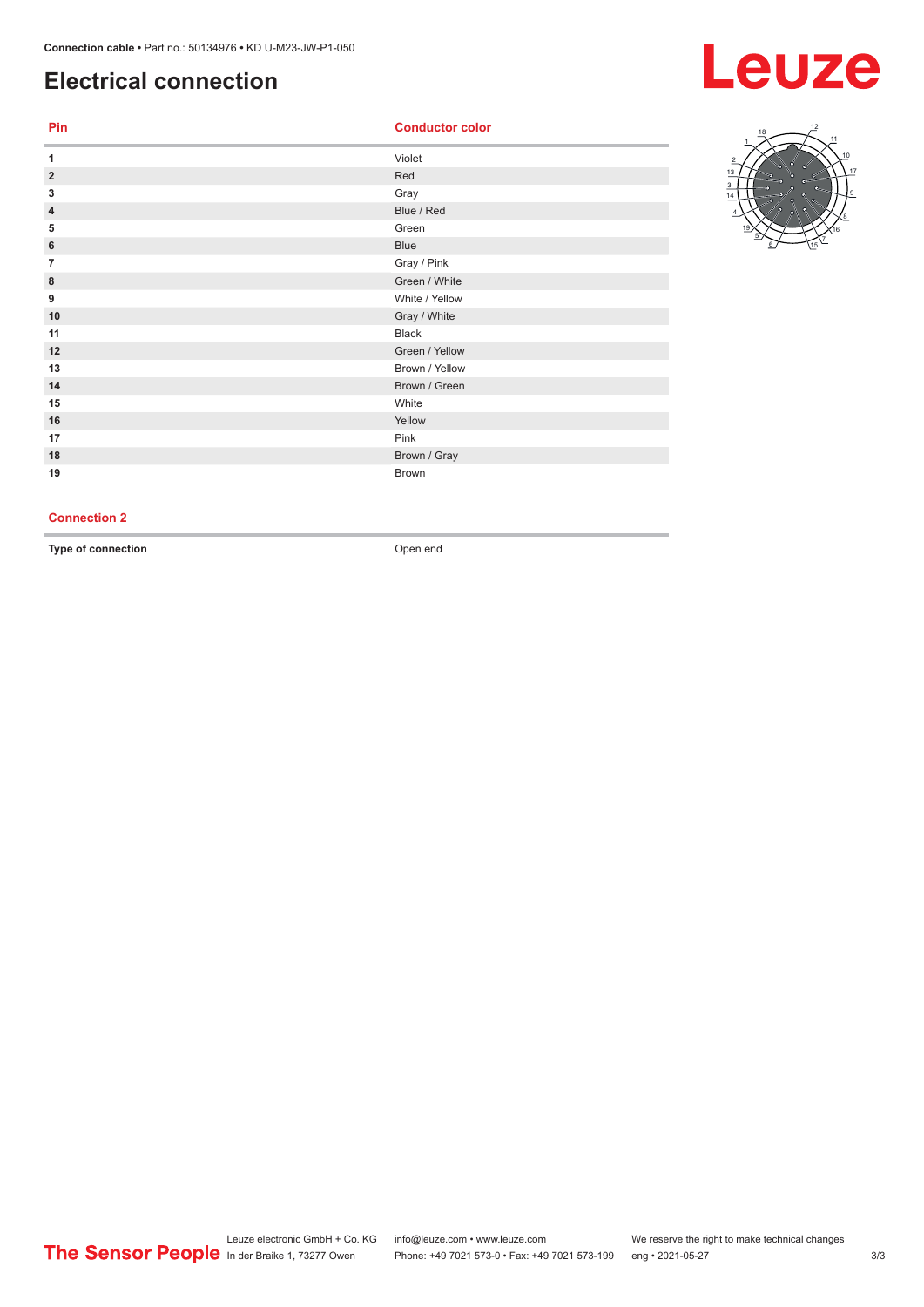## Electrical connection

| Pin | Conductor color |
| --- | --- |
| 1 | Violet |
| 2 | Red |
| 3 | Gray |
| 4 | Blue / Red |
| 5 | Green |
| 6 | Blue |
| 7 | Gray / Pink |
| 8 | Green / White |
| 9 | White / Yellow |
| 10 | Gray / White |
| 11 | Black |
| 12 | Green / Yellow |
| 13 | Brown / Yellow |
| 14 | Brown / Green |
| 15 | White |
| 16 | Yellow |
| 17 | Pink |
| 18 | Brown / Gray |
| 19 | Brown |

18
12
1
11
2
10
13
17
3
9
14
4
8
19
16
5
7
6
15

### Connection 2

| | |
| --- | --- |
| **Type of connection** | Open end |